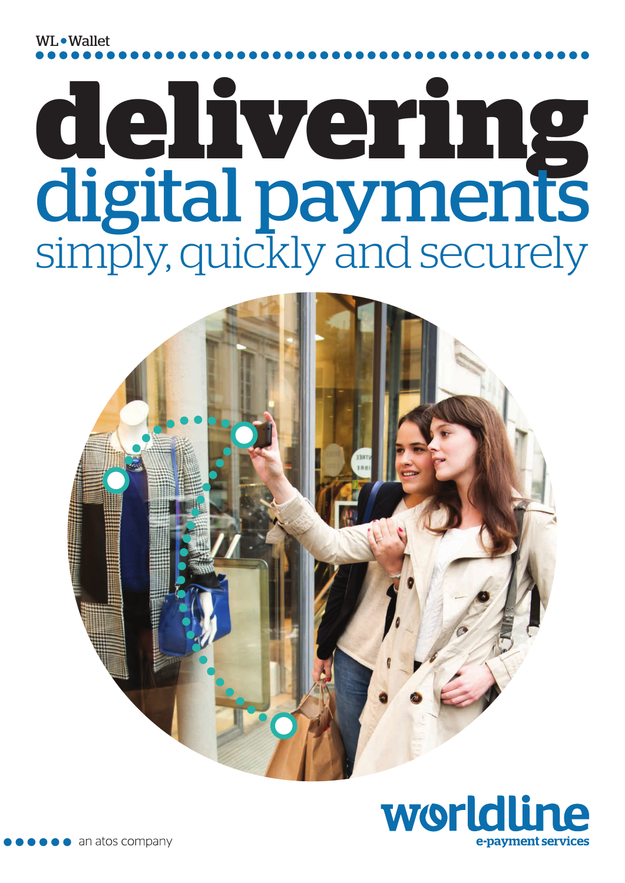WL • Wallet

# delivering
## digital payments
### simply, quickly and securely

worldline
e-payment services

an atos company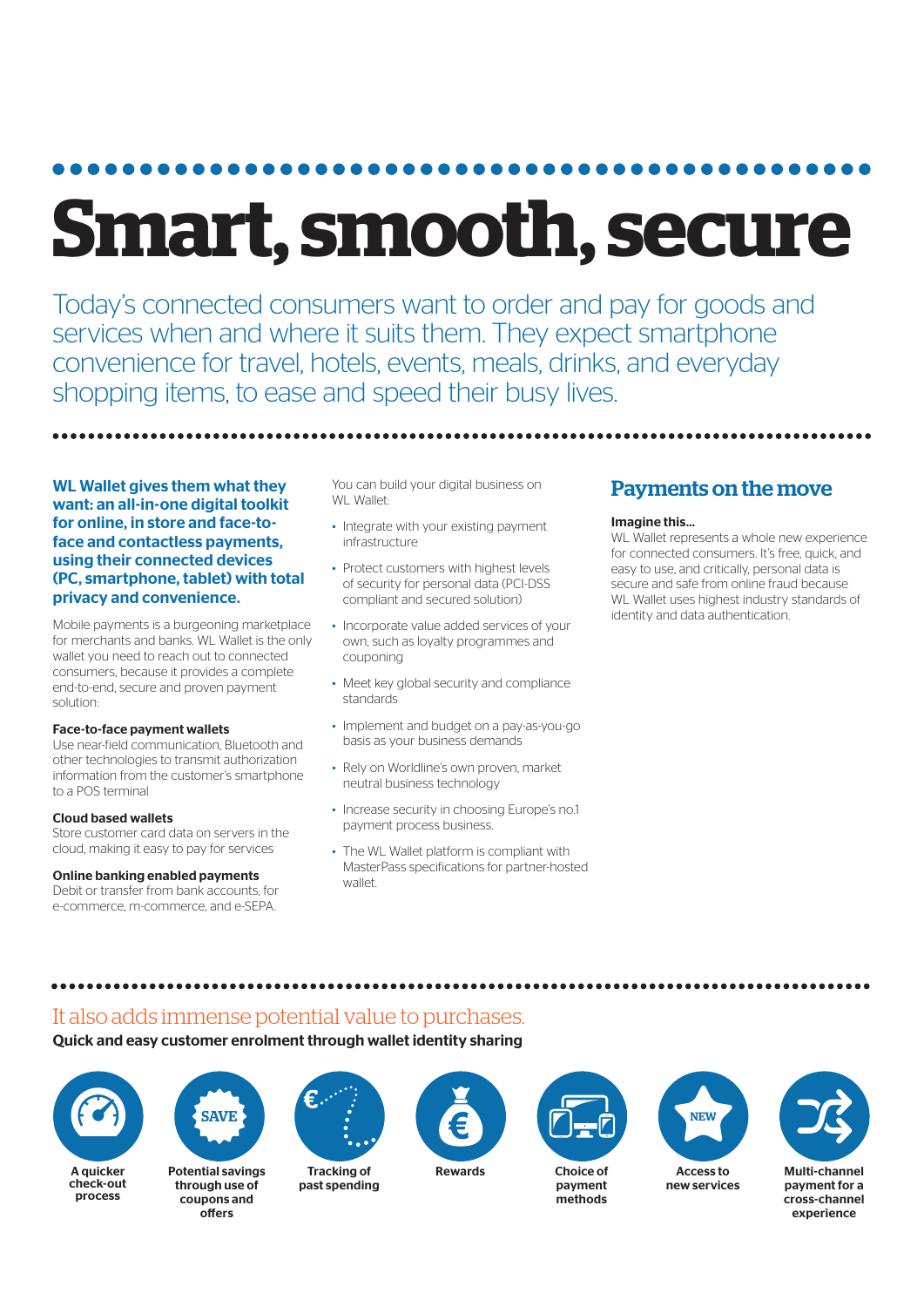# Smart, smooth, secure

Today's connected consumers want to order and pay for goods and services when and where it suits them. They expect smartphone convenience for travel, hotels, events, meals, drinks, and everyday shopping items, to ease and speed their busy lives.

**WL Wallet gives them what they want: an all-in-one digital toolkit for online, in store and face-to-face and contactless payments, using their connected devices (PC, smartphone, tablet) with total privacy and convenience.**

Mobile payments is a burgeoning marketplace for merchants and banks. WL Wallet is the only wallet you need to reach out to connected consumers, because it provides a complete end-to-end, secure and proven payment solution:

**Face-to-face payment wallets**
Use near-field communication, Bluetooth and other technologies to transmit authorization information from the customer's smartphone to a POS terminal

**Cloud based wallets**
Store customer card data on servers in the cloud, making it easy to pay for services

**Online banking enabled payments**
Debit or transfer from bank accounts, for e-commerce, m-commerce, and e-SEPA.

You can build your digital business on WL Wallet:

- Integrate with your existing payment infrastructure
- Protect customers with highest levels of security for personal data (PCI-DSS compliant and secured solution)
- Incorporate value added services of your own, such as loyalty programmes and couponing
- Meet key global security and compliance standards
- Implement and budget on a pay-as-you-go basis as your business demands
- Rely on Worldline's own proven, market neutral business technology
- Increase security in choosing Europe's no.1 payment process business.
- The WL Wallet platform is compliant with MasterPass specifications for partner-hosted wallet.

## Payments on the move

**Imagine this...**
WL Wallet represents a whole new experience for connected consumers. It's free, quick, and easy to use, and critically, personal data is secure and safe from online fraud because WL Wallet uses highest industry standards of identity and data authentication.

## It also adds immense potential value to purchases.

**Quick and easy customer enrolment through wallet identity sharing**

- A quicker check-out process
- Potential savings through use of coupons and offers
- Tracking of past spending
- Rewards
- Choice of payment methods
- Access to new services
- Multi-channel payment for a cross-channel experience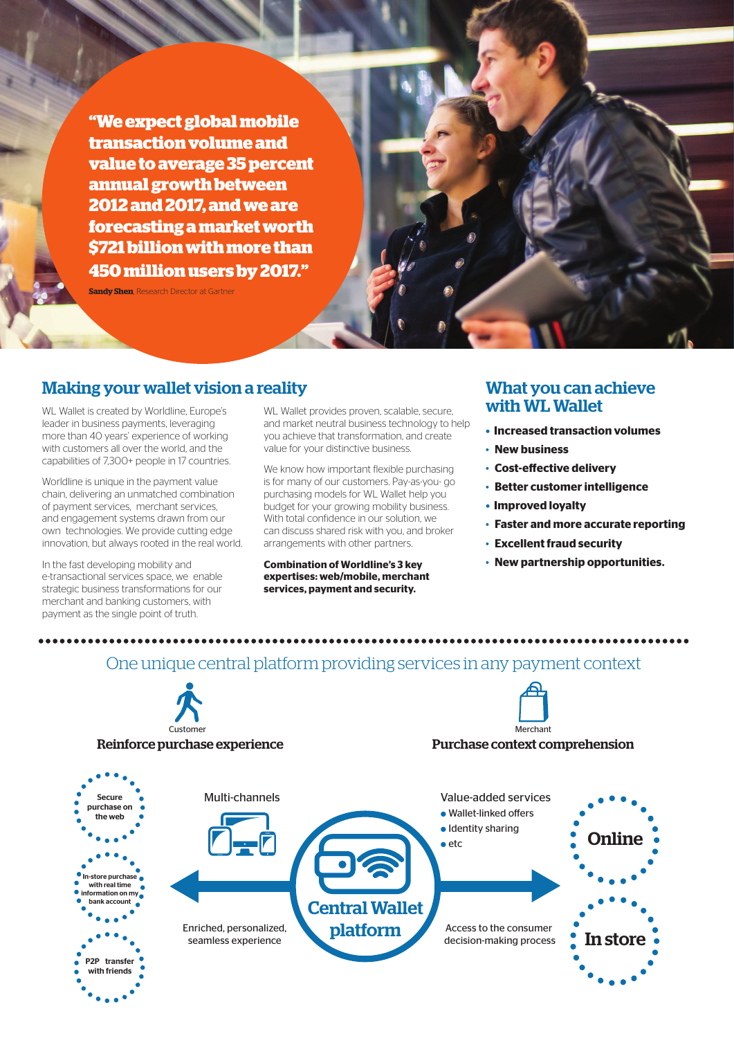> **"We expect global mobile transaction volume and value to average 35 percent annual growth between 2012 and 2017, and we are forecasting a market worth $721 billion with more than 450 million users by 2017."**
>
> **Sandy Shen**, Research Director at Gartner

## Making your wallet vision a reality

WL Wallet is created by Worldline, Europe's leader in business payments, leveraging more than 40 years' experience of working with customers all over the world, and the capabilities of 7,300+ people in 17 countries.

Worldline is unique in the payment value chain, delivering an unmatched combination of payment services, merchant services, and engagement systems drawn from our own technologies. We provide cutting edge innovation, but always rooted in the real world.

In the fast developing mobility and e-transactional services space, we enable strategic business transformations for our merchant and banking customers, with payment as the single point of truth.

WL Wallet provides proven, scalable, secure, and market neutral business technology to help you achieve that transformation, and create value for your distinctive business.

We know how important flexible purchasing is for many of our customers. Pay-as-you- go purchasing models for WL Wallet help you budget for your growing mobility business. With total confidence in our solution, we can discuss shared risk with you, and broker arrangements with other partners.

**Combination of Worldline's 3 key expertises: web/mobile, merchant services, payment and security.**

## What you can achieve with WL Wallet

- **Increased transaction volumes**
- **New business**
- **Cost-effective delivery**
- **Better customer intelligence**
- **Improved loyalty**
- **Faster and more accurate reporting**
- **Excellent fraud security**
- **New partnership opportunities.**

## One unique central platform providing services in any payment context

Customer

**Reinforce purchase experience**

Merchant

**Purchase context comprehension**

Secure purchase on the web

In-store purchase with real time information on my bank account

P2P transfer with friends

Multi-channels

Enriched, personalized, seamless experience

**Central Wallet platform**

Value-added services
- Wallet-linked offers
- Identity sharing
- etc

Access to the consumer decision-making process

**Online**

**In store**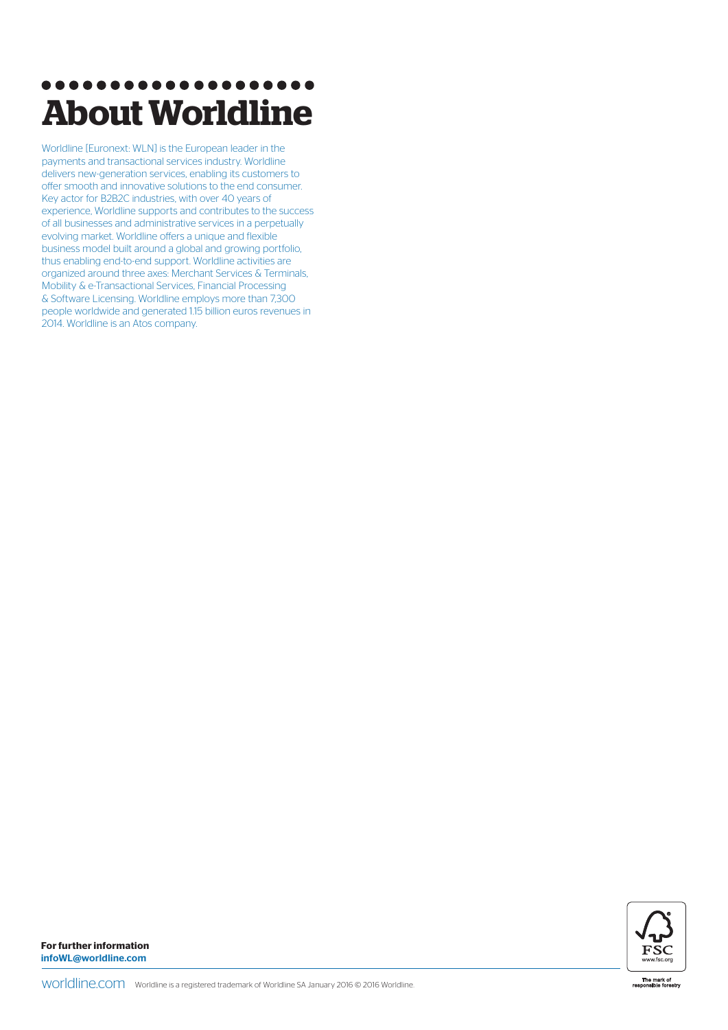# About Worldline

Worldline [Euronext: WLN] is the European leader in the payments and transactional services industry. Worldline delivers new-generation services, enabling its customers to offer smooth and innovative solutions to the end consumer. Key actor for B2B2C industries, with over 40 years of experience, Worldline supports and contributes to the success of all businesses and administrative services in a perpetually evolving market. Worldline offers a unique and flexible business model built around a global and growing portfolio, thus enabling end-to-end support. Worldline activities are organized around three axes: Merchant Services & Terminals, Mobility & e-Transactional Services, Financial Processing & Software Licensing. Worldline employs more than 7,300 people worldwide and generated 1.15 billion euros revenues in 2014. Worldline is an Atos company.

**For further information**
**infoWL@worldline.com**

FSC
www.fsc.org
The mark of responsible forestry

worldline.com Worldline is a registered trademark of Worldline SA January 2016 © 2016 Worldline.